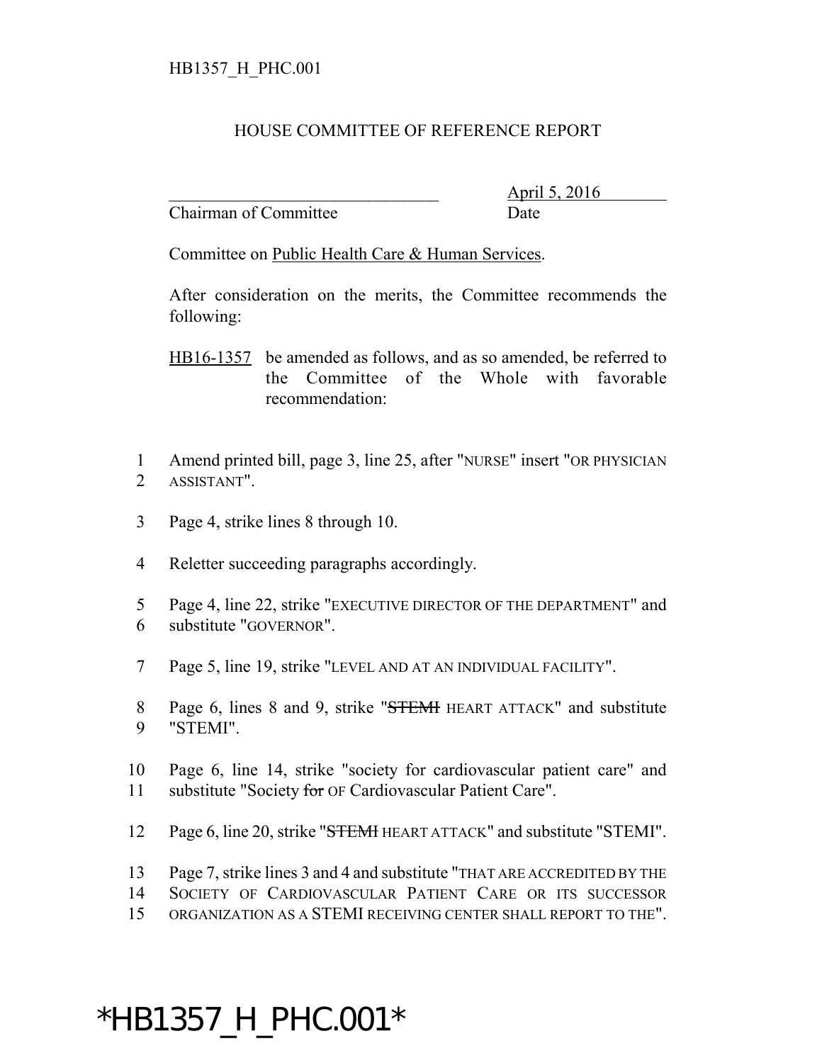HB1357_H_PHC.001

# HOUSE COMMITTEE OF REFERENCE REPORT

_______________________________ April 5, 2016
Chairman of Committee Date

Committee on Public Health Care & Human Services.

After consideration on the merits, the Committee recommends the following:

HB16-1357 be amended as follows, and as so amended, be referred to the Committee of the Whole with favorable recommendation:

1 Amend printed bill, page 3, line 25, after "NURSE" insert "OR PHYSICIAN
2 ASSISTANT".

3 Page 4, strike lines 8 through 10.

4 Reletter succeeding paragraphs accordingly.

5 Page 4, line 22, strike "EXECUTIVE DIRECTOR OF THE DEPARTMENT" and
6 substitute "GOVERNOR".

7 Page 5, line 19, strike "LEVEL AND AT AN INDIVIDUAL FACILITY".

8 Page 6, lines 8 and 9, strike "~~STEMI~~ HEART ATTACK" and substitute
9 "STEMI".

10 Page 6, line 14, strike "society for cardiovascular patient care" and
11 substitute "Society ~~for~~ OF Cardiovascular Patient Care".

12 Page 6, line 20, strike "~~STEMI~~ HEART ATTACK" and substitute "STEMI".

13 Page 7, strike lines 3 and 4 and substitute "THAT ARE ACCREDITED BY THE
14 SOCIETY OF CARDIOVASCULAR PATIENT CARE OR ITS SUCCESSOR
15 ORGANIZATION AS A STEMI RECEIVING CENTER SHALL REPORT TO THE".

*HB1357_H_PHC.001*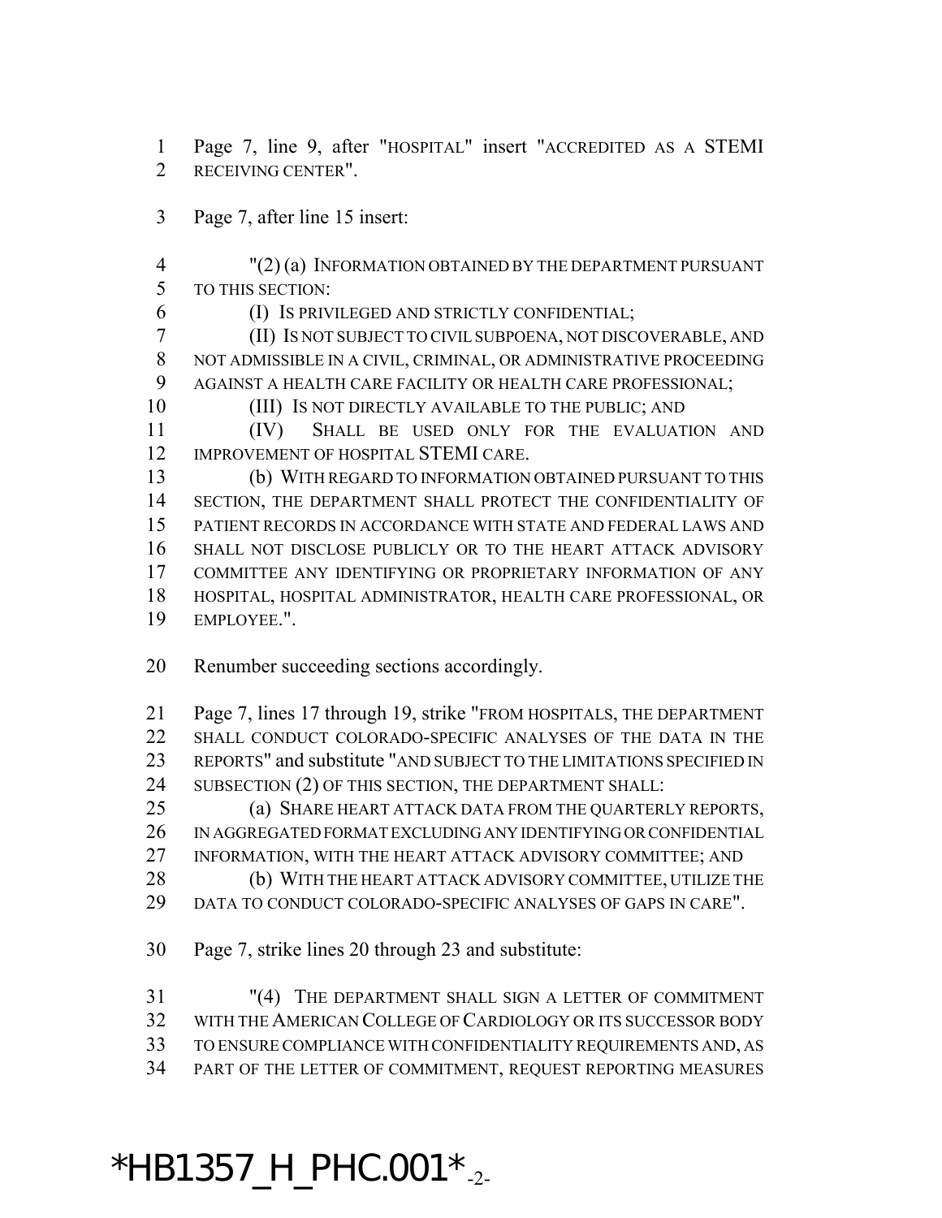Page 7, line 9, after "HOSPITAL" insert "ACCREDITED AS A STEMI RECEIVING CENTER".

Page 7, after line 15 insert:

"(2) (a) INFORMATION OBTAINED BY THE DEPARTMENT PURSUANT TO THIS SECTION:

(I) IS PRIVILEGED AND STRICTLY CONFIDENTIAL;

(II) IS NOT SUBJECT TO CIVIL SUBPOENA, NOT DISCOVERABLE, AND NOT ADMISSIBLE IN A CIVIL, CRIMINAL, OR ADMINISTRATIVE PROCEEDING AGAINST A HEALTH CARE FACILITY OR HEALTH CARE PROFESSIONAL;

(III) IS NOT DIRECTLY AVAILABLE TO THE PUBLIC; AND

(IV) SHALL BE USED ONLY FOR THE EVALUATION AND IMPROVEMENT OF HOSPITAL STEMI CARE.

(b) WITH REGARD TO INFORMATION OBTAINED PURSUANT TO THIS SECTION, THE DEPARTMENT SHALL PROTECT THE CONFIDENTIALITY OF PATIENT RECORDS IN ACCORDANCE WITH STATE AND FEDERAL LAWS AND SHALL NOT DISCLOSE PUBLICLY OR TO THE HEART ATTACK ADVISORY COMMITTEE ANY IDENTIFYING OR PROPRIETARY INFORMATION OF ANY HOSPITAL, HOSPITAL ADMINISTRATOR, HEALTH CARE PROFESSIONAL, OR EMPLOYEE.".

Renumber succeeding sections accordingly.

Page 7, lines 17 through 19, strike "FROM HOSPITALS, THE DEPARTMENT SHALL CONDUCT COLORADO-SPECIFIC ANALYSES OF THE DATA IN THE REPORTS" and substitute "AND SUBJECT TO THE LIMITATIONS SPECIFIED IN SUBSECTION (2) OF THIS SECTION, THE DEPARTMENT SHALL:

(a) SHARE HEART ATTACK DATA FROM THE QUARTERLY REPORTS, IN AGGREGATED FORMAT EXCLUDING ANY IDENTIFYING OR CONFIDENTIAL INFORMATION, WITH THE HEART ATTACK ADVISORY COMMITTEE; AND

(b) WITH THE HEART ATTACK ADVISORY COMMITTEE, UTILIZE THE DATA TO CONDUCT COLORADO-SPECIFIC ANALYSES OF GAPS IN CARE".

Page 7, strike lines 20 through 23 and substitute:

"(4) THE DEPARTMENT SHALL SIGN A LETTER OF COMMITMENT WITH THE AMERICAN COLLEGE OF CARDIOLOGY OR ITS SUCCESSOR BODY TO ENSURE COMPLIANCE WITH CONFIDENTIALITY REQUIREMENTS AND, AS PART OF THE LETTER OF COMMITMENT, REQUEST REPORTING MEASURES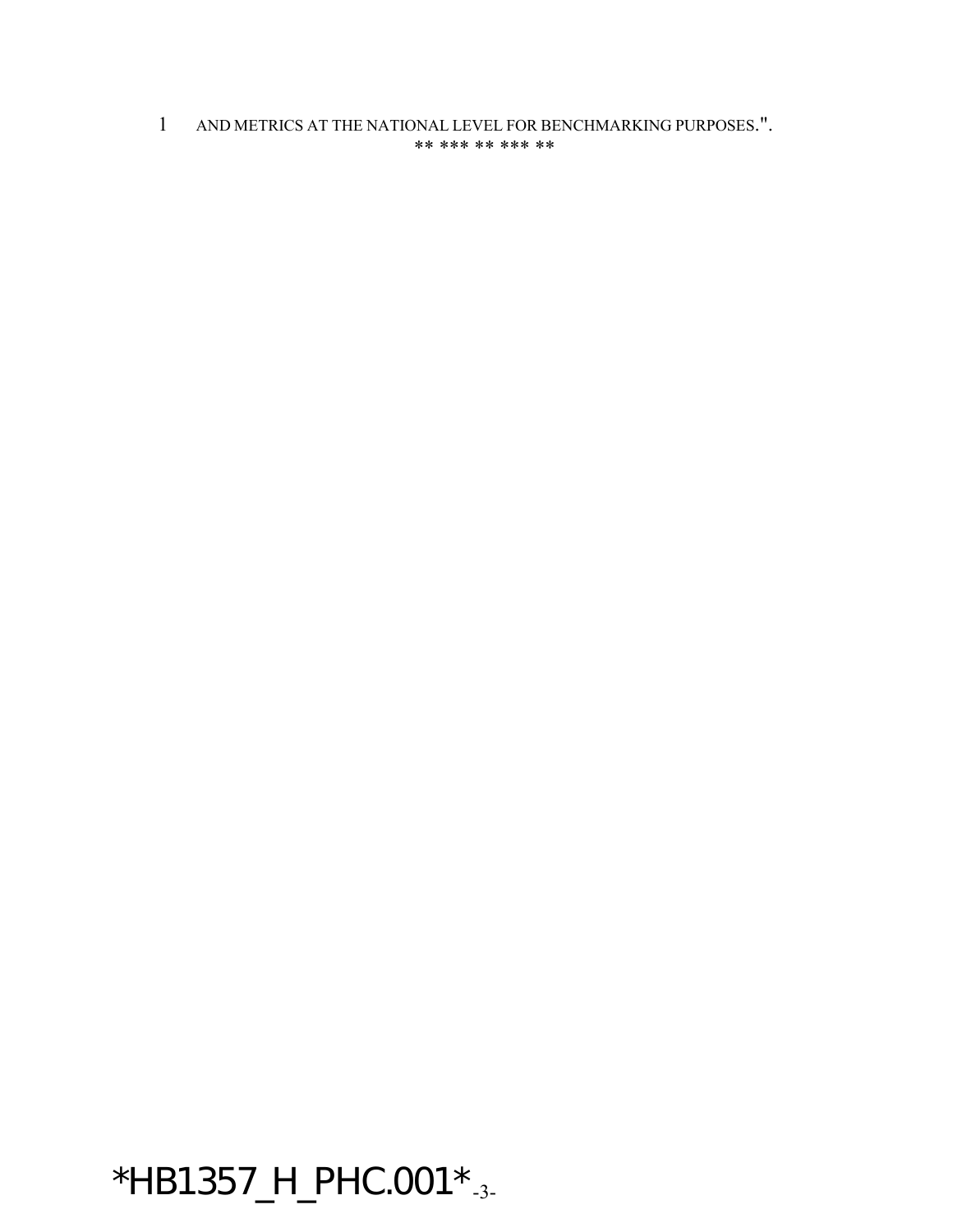AND METRICS AT THE NATIONAL LEVEL FOR BENCHMARKING PURPOSES.".

** *** ** *** **